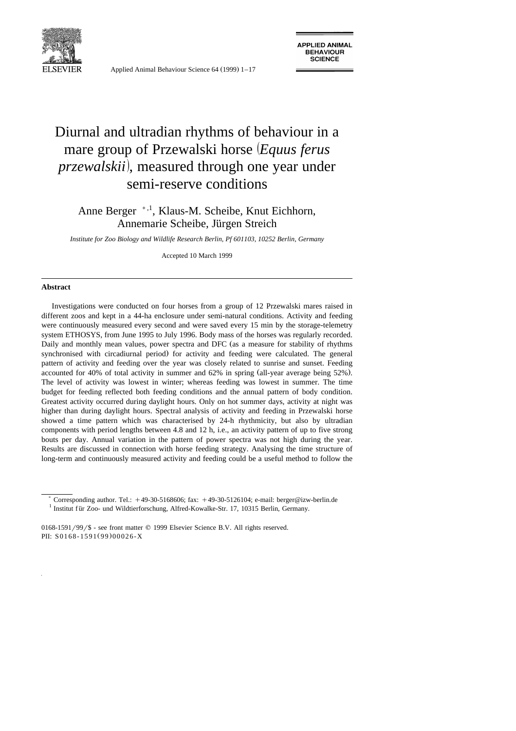# Diurnal and ultradian rhythms of behaviour in a mare group of Przewalski horse (*Equus ferus przewalskii*), measured through one year under semi-reserve conditions

Anne Berger [*,1], Klaus-M. Scheibe, Knut Eichhorn, Annemarie Scheibe, Jürgen Streich

*Institute for Zoo Biology and Wildlife Research Berlin, Pf 601103, 10252 Berlin, Germany*

Accepted 10 March 1999

## Abstract

Investigations were conducted on four horses from a group of 12 Przewalski mares raised in different zoos and kept in a 44-ha enclosure under semi-natural conditions. Activity and feeding were continuously measured every second and were saved every 15 min by the storage-telemetry system ETHOSYS, from June 1995 to July 1996. Body mass of the horses was regularly recorded. Daily and monthly mean values, power spectra and DFC (as a measure for stability of rhythms synchronised with circadiurnal period) for activity and feeding were calculated. The general pattern of activity and feeding over the year was closely related to sunrise and sunset. Feeding accounted for 40% of total activity in summer and 62% in spring (all-year average being 52%). The level of activity was lowest in winter; whereas feeding was lowest in summer. The time budget for feeding reflected both feeding conditions and the annual pattern of body condition. Greatest activity occurred during daylight hours. Only on hot summer days, activity at night was higher than during daylight hours. Spectral analysis of activity and feeding in Przewalski horse showed a time pattern which was characterised by 24-h rhythmicity, but also by ultradian components with period lengths between 4.8 and 12 h, i.e., an activity pattern of up to five strong bouts per day. Annual variation in the pattern of power spectra was not high during the year. Results are discussed in connection with horse feeding strategy. Analysing the time structure of long-term and continuously measured activity and feeding could be a useful method to follow the

---

[*] Corresponding author. Tel.: +49-30-5168606; fax: +49-30-5126104; e-mail: berger@izw-berlin.de

[1] Institut für Zoo- und Wildtierforschung, Alfred-Kowalke-Str. 17, 10315 Berlin, Germany.

0168-1591/99/$ - see front matter © 1999 Elsevier Science B.V. All rights reserved.
PII: S0168-1591(99)00026-X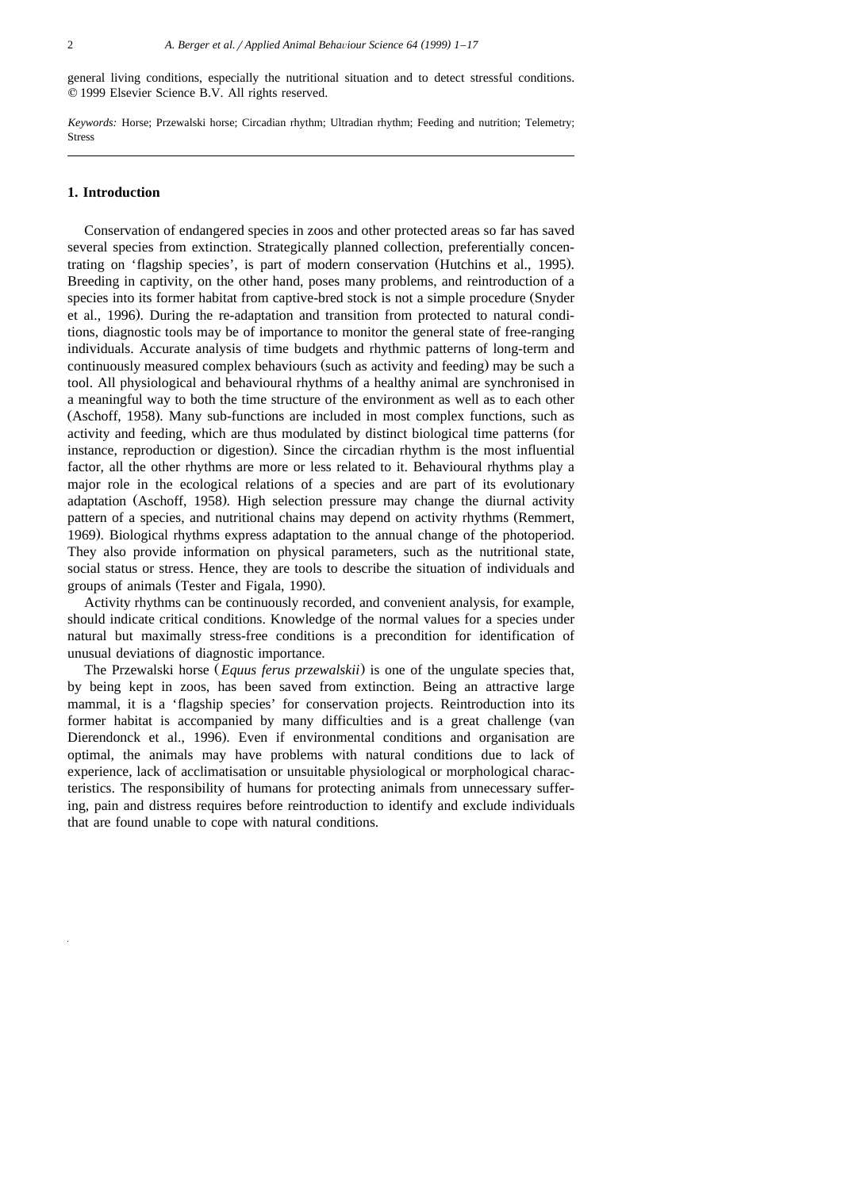general living conditions, especially the nutritional situation and to detect stressful conditions. © 1999 Elsevier Science B.V. All rights reserved.

*Keywords:* Horse; Przewalski horse; Circadian rhythm; Ultradian rhythm; Feeding and nutrition; Telemetry; Stress

## 1. Introduction

Conservation of endangered species in zoos and other protected areas so far has saved several species from extinction. Strategically planned collection, preferentially concentrating on 'flagship species', is part of modern conservation (Hutchins et al., 1995). Breeding in captivity, on the other hand, poses many problems, and reintroduction of a species into its former habitat from captive-bred stock is not a simple procedure (Snyder et al., 1996). During the re-adaptation and transition from protected to natural conditions, diagnostic tools may be of importance to monitor the general state of free-ranging individuals. Accurate analysis of time budgets and rhythmic patterns of long-term and continuously measured complex behaviours (such as activity and feeding) may be such a tool. All physiological and behavioural rhythms of a healthy animal are synchronised in a meaningful way to both the time structure of the environment as well as to each other (Aschoff, 1958). Many sub-functions are included in most complex functions, such as activity and feeding, which are thus modulated by distinct biological time patterns (for instance, reproduction or digestion). Since the circadian rhythm is the most influential factor, all the other rhythms are more or less related to it. Behavioural rhythms play a major role in the ecological relations of a species and are part of its evolutionary adaptation (Aschoff, 1958). High selection pressure may change the diurnal activity pattern of a species, and nutritional chains may depend on activity rhythms (Remmert, 1969). Biological rhythms express adaptation to the annual change of the photoperiod. They also provide information on physical parameters, such as the nutritional state, social status or stress. Hence, they are tools to describe the situation of individuals and groups of animals (Tester and Figala, 1990).

Activity rhythms can be continuously recorded, and convenient analysis, for example, should indicate critical conditions. Knowledge of the normal values for a species under natural but maximally stress-free conditions is a precondition for identification of unusual deviations of diagnostic importance.

The Przewalski horse (*Equus ferus przewalskii*) is one of the ungulate species that, by being kept in zoos, has been saved from extinction. Being an attractive large mammal, it is a 'flagship species' for conservation projects. Reintroduction into its former habitat is accompanied by many difficulties and is a great challenge (van Dierendonck et al., 1996). Even if environmental conditions and organisation are optimal, the animals may have problems with natural conditions due to lack of experience, lack of acclimatisation or unsuitable physiological or morphological characteristics. The responsibility of humans for protecting animals from unnecessary suffering, pain and distress requires before reintroduction to identify and exclude individuals that are found unable to cope with natural conditions.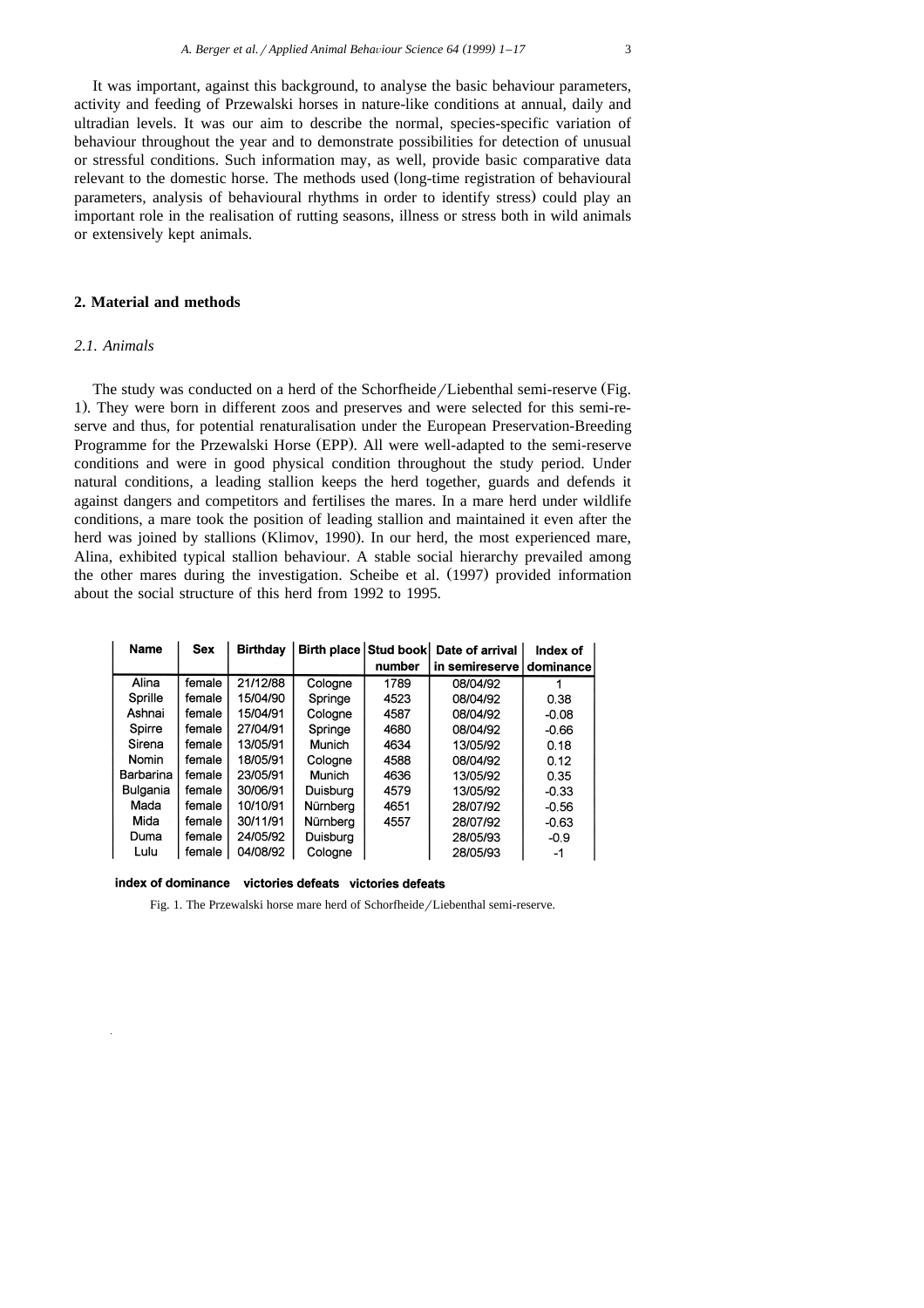It was important, against this background, to analyse the basic behaviour parameters, activity and feeding of Przewalski horses in nature-like conditions at annual, daily and ultradian levels. It was our aim to describe the normal, species-specific variation of behaviour throughout the year and to demonstrate possibilities for detection of unusual or stressful conditions. Such information may, as well, provide basic comparative data relevant to the domestic horse. The methods used (long-time registration of behavioural parameters, analysis of behavioural rhythms in order to identify stress) could play an important role in the realisation of rutting seasons, illness or stress both in wild animals or extensively kept animals.

## 2. Material and methods

### *2.1. Animals*

The study was conducted on a herd of the Schorfheide/Liebenthal semi-reserve (Fig. 1). They were born in different zoos and preserves and were selected for this semi-reserve and thus, for potential renaturalisation under the European Preservation-Breeding Programme for the Przewalski Horse (EPP). All were well-adapted to the semi-reserve conditions and were in good physical condition throughout the study period. Under natural conditions, a leading stallion keeps the herd together, guards and defends it against dangers and competitors and fertilises the mares. In a mare herd under wildlife conditions, a mare took the position of leading stallion and maintained it even after the herd was joined by stallions (Klimov, 1990). In our herd, the most experienced mare, Alina, exhibited typical stallion behaviour. A stable social hierarchy prevailed among the other mares during the investigation. Scheibe et al. (1997) provided information about the social structure of this herd from 1992 to 1995.

| Name | Sex | Birthday | Birth place | Stud book number | Date of arrival in semireserve | Index of dominance |
|---|---|---|---|---|---|---|
| Alina | female | 21/12/88 | Cologne | 1789 | 08/04/92 | 1 |
| Sprille | female | 15/04/90 | Springe | 4523 | 08/04/92 | 0.38 |
| Ashnai | female | 15/04/91 | Cologne | 4587 | 08/04/92 | -0.08 |
| Spirre | female | 27/04/91 | Springe | 4680 | 08/04/92 | -0.66 |
| Sirena | female | 13/05/91 | Munich | 4634 | 13/05/92 | 0.18 |
| Nomin | female | 18/05/91 | Cologne | 4588 | 08/04/92 | 0.12 |
| Barbarina | female | 23/05/91 | Munich | 4636 | 13/05/92 | 0.35 |
| Bulgania | female | 30/06/91 | Duisburg | 4579 | 13/05/92 | -0.33 |
| Mada | female | 10/10/91 | Nürnberg | 4651 | 28/07/92 | -0.56 |
| Mida | female | 30/11/91 | Nürnberg | 4557 | 28/07/92 | -0.63 |
| Duma | female | 24/05/92 | Duisburg | | 28/05/93 | -0.9 |
| Lulu | female | 04/08/92 | Cologne | | 28/05/93 | -1 |

**index of dominance victories defeats victories defeats**

Fig. 1. The Przewalski horse mare herd of Schorfheide/Liebenthal semi-reserve.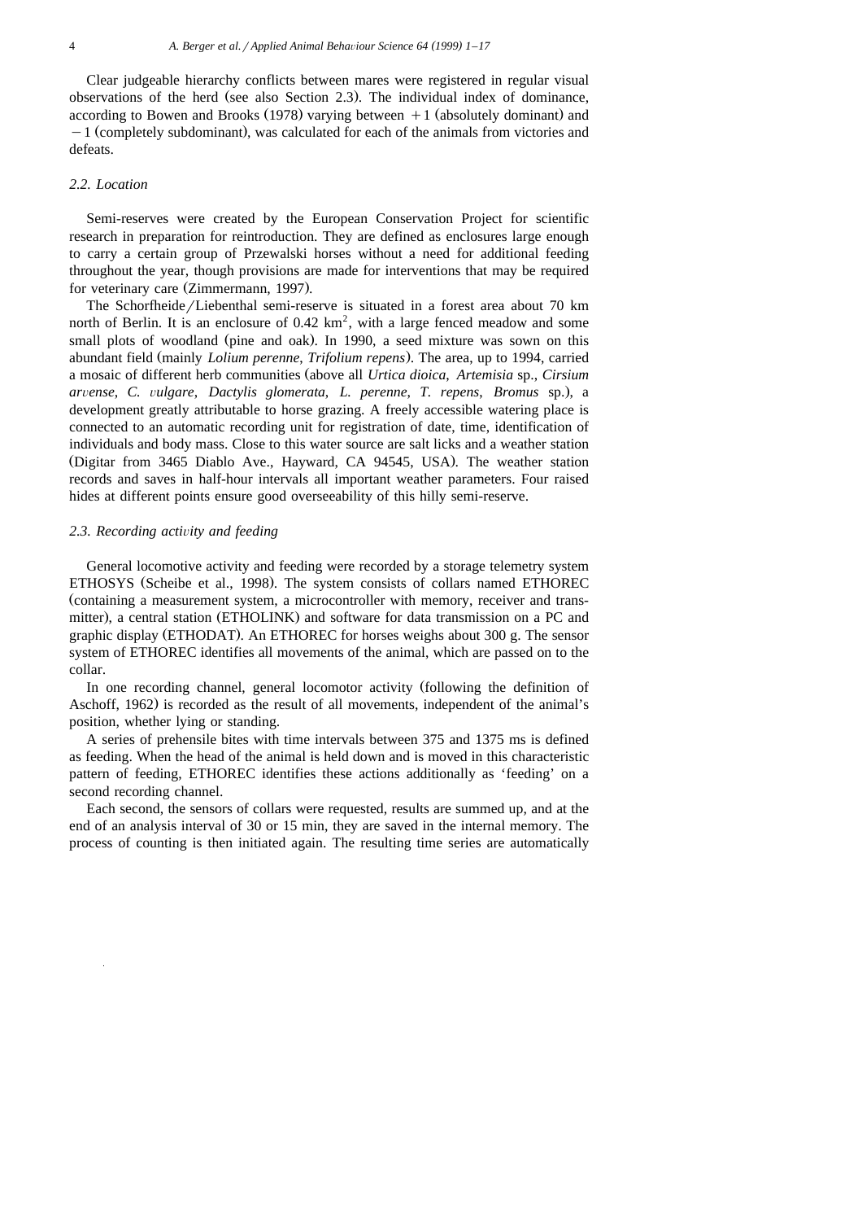Clear judgeable hierarchy conflicts between mares were registered in regular visual observations of the herd (see also Section 2.3). The individual index of dominance, according to Bowen and Brooks (1978) varying between +1 (absolutely dominant) and −1 (completely subdominant), was calculated for each of the animals from victories and defeats.

### *2.2. Location*

Semi-reserves were created by the European Conservation Project for scientific research in preparation for reintroduction. They are defined as enclosures large enough to carry a certain group of Przewalski horses without a need for additional feeding throughout the year, though provisions are made for interventions that may be required for veterinary care (Zimmermann, 1997).

The Schorfheide/Liebenthal semi-reserve is situated in a forest area about 70 km north of Berlin. It is an enclosure of 0.42 $km^2$, with a large fenced meadow and some small plots of woodland (pine and oak). In 1990, a seed mixture was sown on this abundant field (mainly *Lolium perenne*, *Trifolium repens*). The area, up to 1994, carried a mosaic of different herb communities (above all *Urtica dioica*, *Artemisia* sp., *Cirsium arvense*, *C. vulgare*, *Dactylis glomerata*, *L. perenne*, *T. repens*, *Bromus* sp.), a development greatly attributable to horse grazing. A freely accessible watering place is connected to an automatic recording unit for registration of date, time, identification of individuals and body mass. Close to this water source are salt licks and a weather station (Digitar from 3465 Diablo Ave., Hayward, CA 94545, USA). The weather station records and saves in half-hour intervals all important weather parameters. Four raised hides at different points ensure good overseeability of this hilly semi-reserve.

### *2.3. Recording activity and feeding*

General locomotive activity and feeding were recorded by a storage telemetry system ETHOSYS (Scheibe et al., 1998). The system consists of collars named ETHOREC (containing a measurement system, a microcontroller with memory, receiver and transmitter), a central station (ETHOLINK) and software for data transmission on a PC and graphic display (ETHODAT). An ETHOREC for horses weighs about 300 g. The sensor system of ETHOREC identifies all movements of the animal, which are passed on to the collar.

In one recording channel, general locomotor activity (following the definition of Aschoff, 1962) is recorded as the result of all movements, independent of the animal's position, whether lying or standing.

A series of prehensile bites with time intervals between 375 and 1375 ms is defined as feeding. When the head of the animal is held down and is moved in this characteristic pattern of feeding, ETHOREC identifies these actions additionally as 'feeding' on a second recording channel.

Each second, the sensors of collars were requested, results are summed up, and at the end of an analysis interval of 30 or 15 min, they are saved in the internal memory. The process of counting is then initiated again. The resulting time series are automatically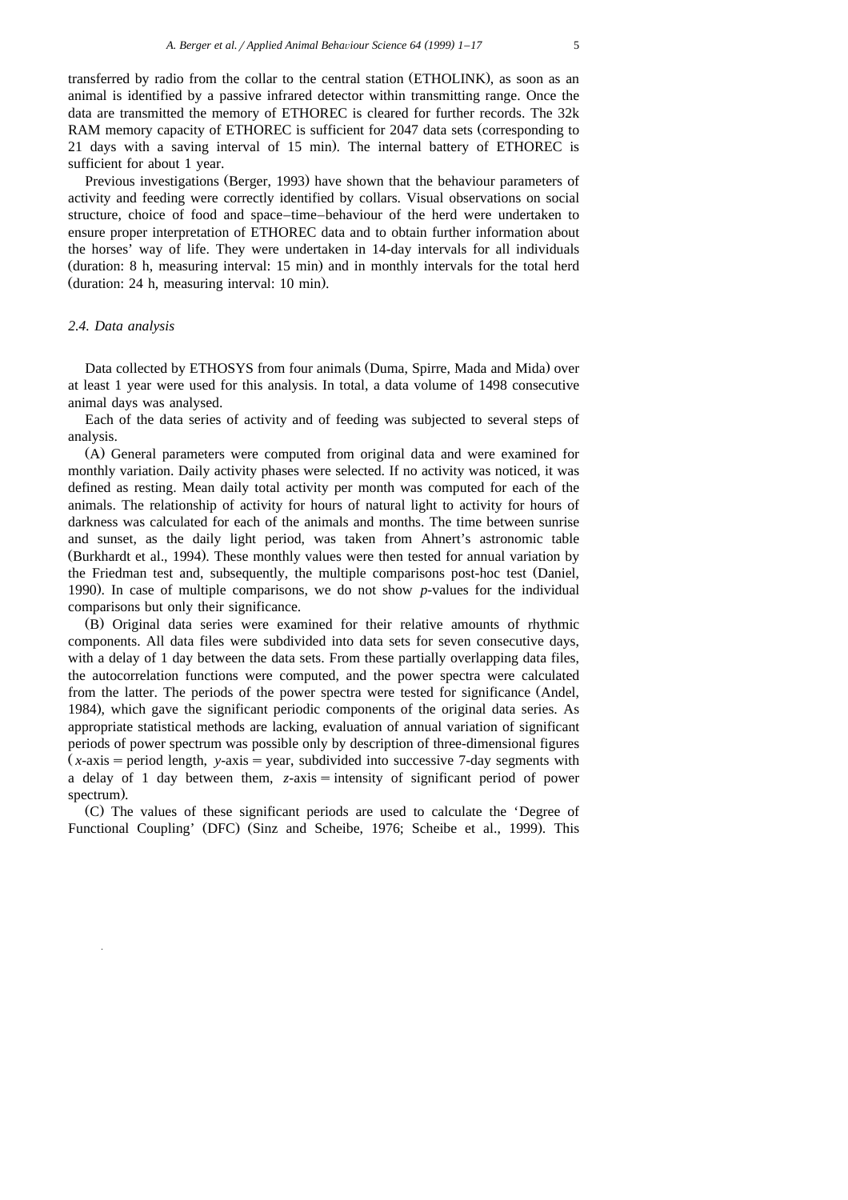transferred by radio from the collar to the central station (ETHOLINK), as soon as an animal is identified by a passive infrared detector within transmitting range. Once the data are transmitted the memory of ETHOREC is cleared for further records. The 32k RAM memory capacity of ETHOREC is sufficient for 2047 data sets (corresponding to 21 days with a saving interval of 15 min). The internal battery of ETHOREC is sufficient for about 1 year.

Previous investigations (Berger, 1993) have shown that the behaviour parameters of activity and feeding were correctly identified by collars. Visual observations on social structure, choice of food and space–time–behaviour of the herd were undertaken to ensure proper interpretation of ETHOREC data and to obtain further information about the horses' way of life. They were undertaken in 14-day intervals for all individuals (duration: 8 h, measuring interval: 15 min) and in monthly intervals for the total herd (duration: 24 h, measuring interval: 10 min).

### *2.4. Data analysis*

Data collected by ETHOSYS from four animals (Duma, Spirre, Mada and Mida) over at least 1 year were used for this analysis. In total, a data volume of 1498 consecutive animal days was analysed.

Each of the data series of activity and of feeding was subjected to several steps of analysis.

(A) General parameters were computed from original data and were examined for monthly variation. Daily activity phases were selected. If no activity was noticed, it was defined as resting. Mean daily total activity per month was computed for each of the animals. The relationship of activity for hours of natural light to activity for hours of darkness was calculated for each of the animals and months. The time between sunrise and sunset, as the daily light period, was taken from Ahnert's astronomic table (Burkhardt et al., 1994). These monthly values were then tested for annual variation by the Friedman test and, subsequently, the multiple comparisons post-hoc test (Daniel, 1990). In case of multiple comparisons, we do not show *p*-values for the individual comparisons but only their significance.

(B) Original data series were examined for their relative amounts of rhythmic components. All data files were subdivided into data sets for seven consecutive days, with a delay of 1 day between the data sets. From these partially overlapping data files, the autocorrelation functions were computed, and the power spectra were calculated from the latter. The periods of the power spectra were tested for significance (Andel, 1984), which gave the significant periodic components of the original data series. As appropriate statistical methods are lacking, evaluation of annual variation of significant periods of power spectrum was possible only by description of three-dimensional figures ($x$-axis = period length, $y$-axis = year, subdivided into successive 7-day segments with a delay of 1 day between them, $z$-axis = intensity of significant period of power spectrum).

(C) The values of these significant periods are used to calculate the 'Degree of Functional Coupling' (DFC) (Sinz and Scheibe, 1976; Scheibe et al., 1999). This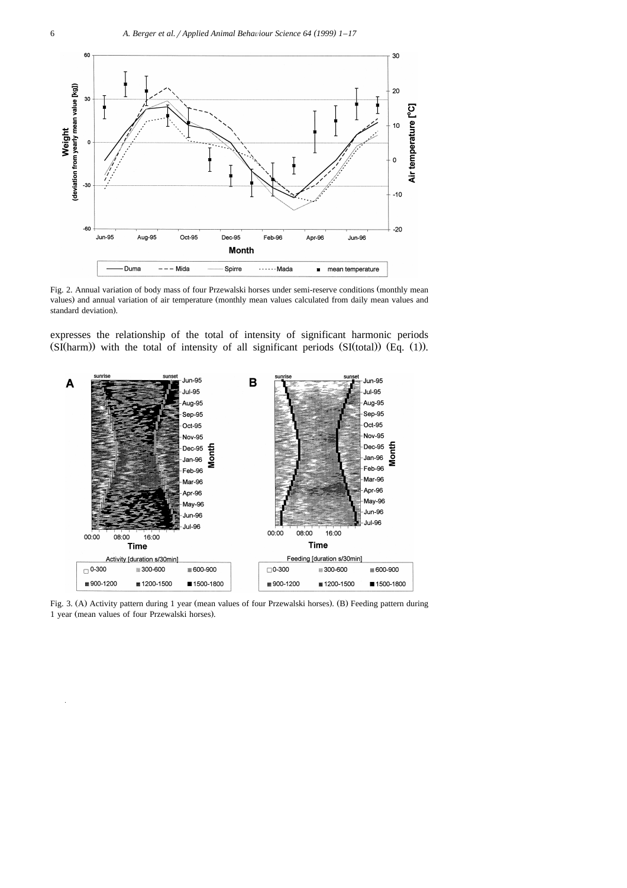Fig. 2. Annual variation of body mass of four Przewalski horses under semi-reserve conditions (monthly mean values) and annual variation of air temperature (monthly mean values calculated from daily mean values and standard deviation).

expresses the relationship of the total of intensity of significant harmonic periods (SI(harm)) with the total of intensity of all significant periods (SI(total)) (Eq. (1)).

Fig. 3. (A) Activity pattern during 1 year (mean values of four Przewalski horses). (B) Feeding pattern during 1 year (mean values of four Przewalski horses).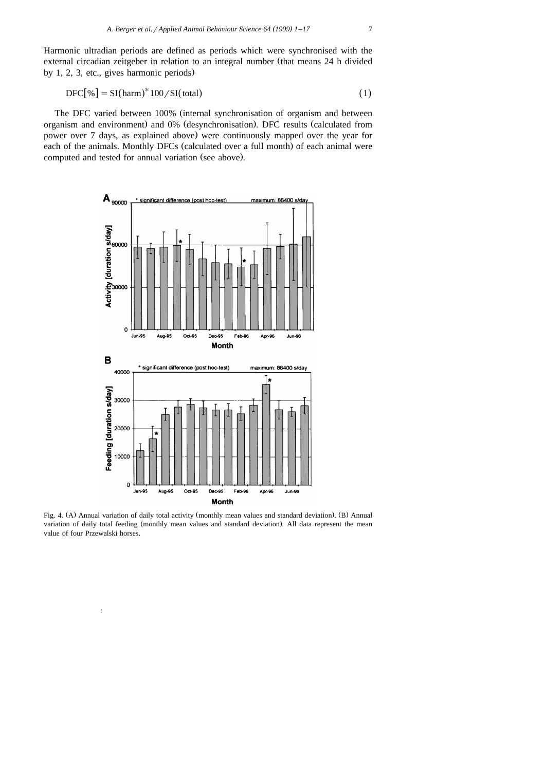Harmonic ultradian periods are defined as periods which were synchronised with the external circadian zeitgeber in relation to an integral number (that means 24 h divided by 1, 2, 3, etc., gives harmonic periods)

$$\mathrm{DFC}[\%] = \mathrm{SI(harm)}^{*}100/\mathrm{SI(total)} \tag{1}$$

The DFC varied between 100% (internal synchronisation of organism and between organism and environment) and 0% (desynchronisation). DFC results (calculated from power over 7 days, as explained above) were continuously mapped over the year for each of the animals. Monthly DFCs (calculated over a full month) of each animal were computed and tested for annual variation (see above).

Fig. 4. (A) Annual variation of daily total activity (monthly mean values and standard deviation). (B) Annual variation of daily total feeding (monthly mean values and standard deviation). All data represent the mean value of four Przewalski horses.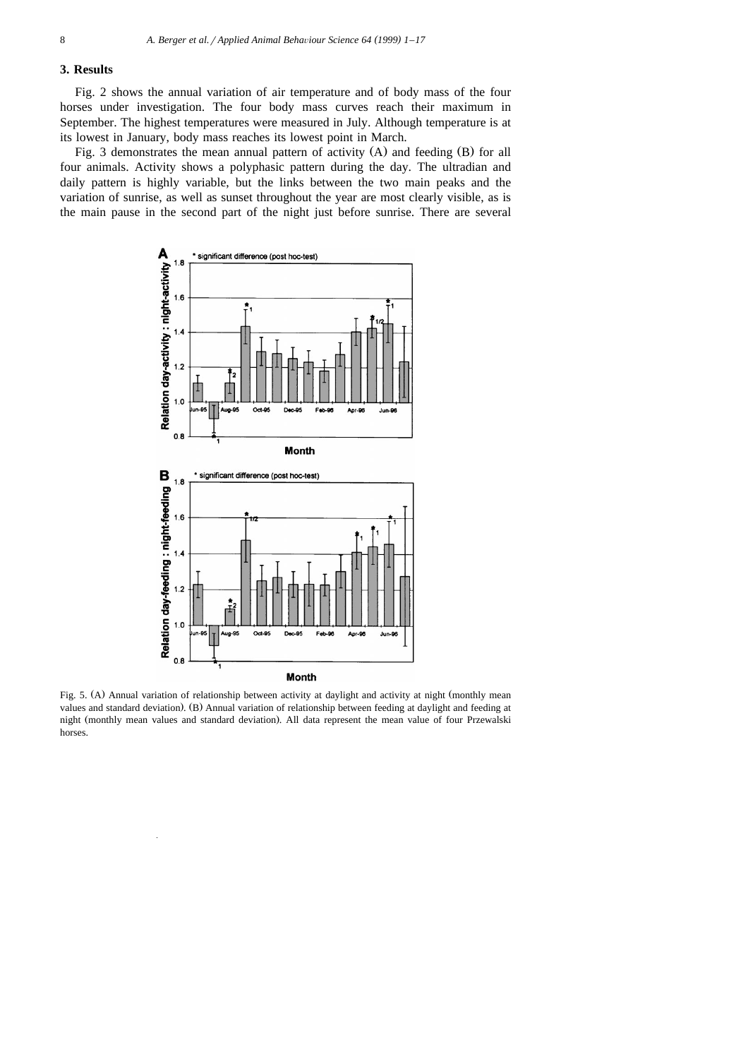## 3. Results

Fig. 2 shows the annual variation of air temperature and of body mass of the four horses under investigation. The four body mass curves reach their maximum in September. The highest temperatures were measured in July. Although temperature is at its lowest in January, body mass reaches its lowest point in March.

Fig. 3 demonstrates the mean annual pattern of activity (A) and feeding (B) for all four animals. Activity shows a polyphasic pattern during the day. The ultradian and daily pattern is highly variable, but the links between the two main peaks and the variation of sunrise, as well as sunset throughout the year are most clearly visible, as is the main pause in the second part of the night just before sunrise. There are several

Fig. 5. (A) Annual variation of relationship between activity at daylight and activity at night (monthly mean values and standard deviation). (B) Annual variation of relationship between feeding at daylight and feeding at night (monthly mean values and standard deviation). All data represent the mean value of four Przewalski horses.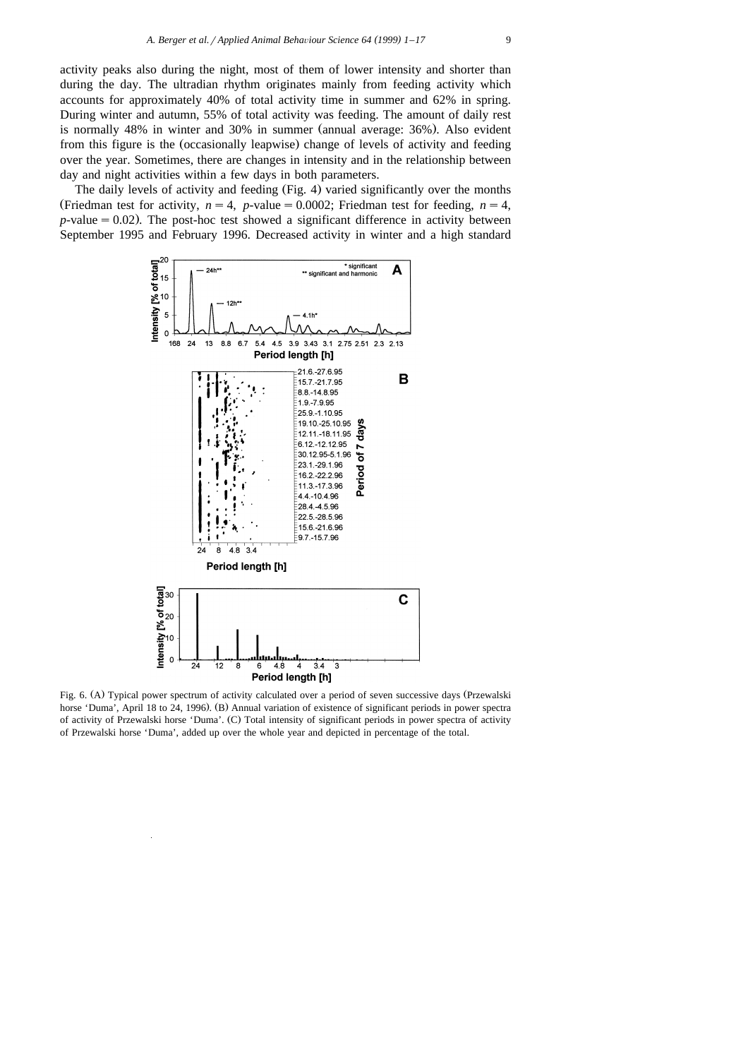activity peaks also during the night, most of them of lower intensity and shorter than during the day. The ultradian rhythm originates mainly from feeding activity which accounts for approximately 40% of total activity time in summer and 62% in spring. During winter and autumn, 55% of total activity was feeding. The amount of daily rest is normally 48% in winter and 30% in summer (annual average: 36%). Also evident from this figure is the (occasionally leapwise) change of levels of activity and feeding over the year. Sometimes, there are changes in intensity and in the relationship between day and night activities within a few days in both parameters.

The daily levels of activity and feeding (Fig. 4) varied significantly over the months (Friedman test for activity, $n = 4$, $p$-value $= 0.0002$; Friedman test for feeding, $n = 4$, $p$-value $= 0.02$). The post-hoc test showed a significant difference in activity between September 1995 and February 1996. Decreased activity in winter and a high standard

Fig. 6. (A) Typical power spectrum of activity calculated over a period of seven successive days (Przewalski horse 'Duma', April 18 to 24, 1996). (B) Annual variation of existence of significant periods in power spectra of activity of Przewalski horse 'Duma'. (C) Total intensity of significant periods in power spectra of activity of Przewalski horse 'Duma', added up over the whole year and depicted in percentage of the total.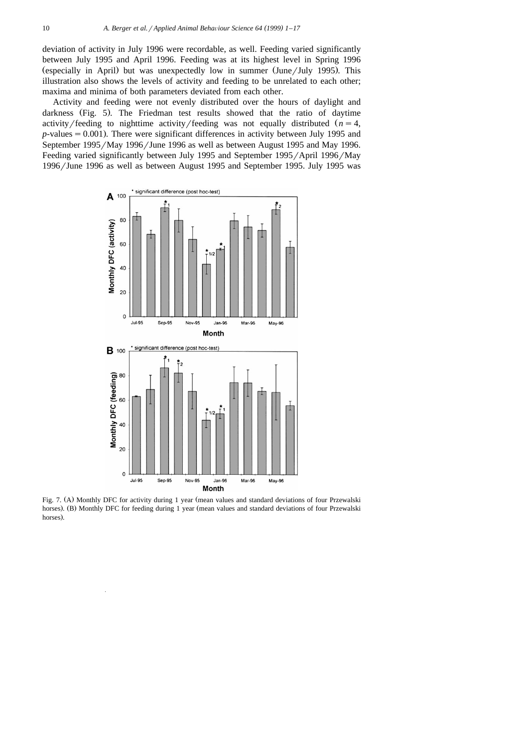deviation of activity in July 1996 were recordable, as well. Feeding varied significantly between July 1995 and April 1996. Feeding was at its highest level in Spring 1996 (especially in April) but was unexpectedly low in summer (June/July 1995). This illustration also shows the levels of activity and feeding to be unrelated to each other; maxima and minima of both parameters deviated from each other.

Activity and feeding were not evenly distributed over the hours of daylight and darkness (Fig. 5). The Friedman test results showed that the ratio of daytime activity/feeding to nighttime activity/feeding was not equally distributed ($n = 4$, $p$-values $= 0.001$). There were significant differences in activity between July 1995 and September 1995/May 1996/June 1996 as well as between August 1995 and May 1996. Feeding varied significantly between July 1995 and September 1995/April 1996/May 1996/June 1996 as well as between August 1995 and September 1995. July 1995 was

Fig. 7. (A) Monthly DFC for activity during 1 year (mean values and standard deviations of four Przewalski horses). (B) Monthly DFC for feeding during 1 year (mean values and standard deviations of four Przewalski horses).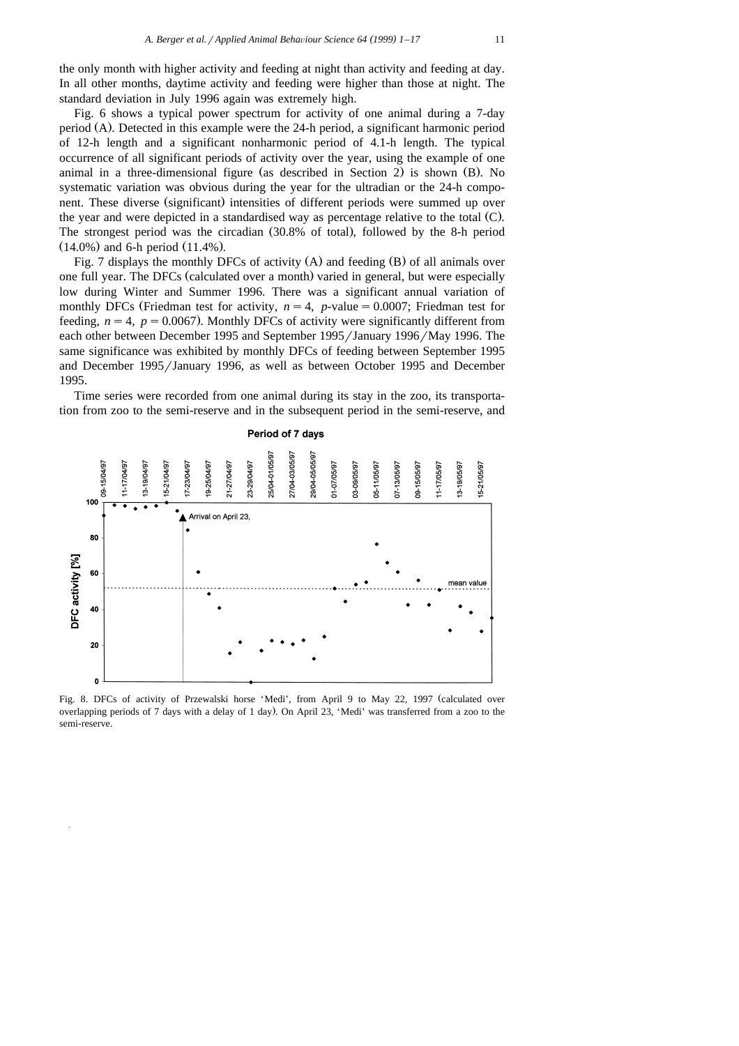the only month with higher activity and feeding at night than activity and feeding at day. In all other months, daytime activity and feeding were higher than those at night. The standard deviation in July 1996 again was extremely high.

Fig. 6 shows a typical power spectrum for activity of one animal during a 7-day period (A). Detected in this example were the 24-h period, a significant harmonic period of 12-h length and a significant nonharmonic period of 4.1-h length. The typical occurrence of all significant periods of activity over the year, using the example of one animal in a three-dimensional figure (as described in Section 2) is shown (B). No systematic variation was obvious during the year for the ultradian or the 24-h component. These diverse (significant) intensities of different periods were summed up over the year and were depicted in a standardised way as percentage relative to the total (C). The strongest period was the circadian (30.8% of total), followed by the 8-h period (14.0%) and 6-h period (11.4%).

Fig. 7 displays the monthly DFCs of activity (A) and feeding (B) of all animals over one full year. The DFCs (calculated over a month) varied in general, but were especially low during Winter and Summer 1996. There was a significant annual variation of monthly DFCs (Friedman test for activity, $n = 4$, $p$-value $= 0.0007$; Friedman test for feeding, $n = 4$, $p = 0.0067$). Monthly DFCs of activity were significantly different from each other between December 1995 and September 1995/January 1996/May 1996. The same significance was exhibited by monthly DFCs of feeding between September 1995 and December 1995/January 1996, as well as between October 1995 and December 1995.

Time series were recorded from one animal during its stay in the zoo, its transportation from zoo to the semi-reserve and in the subsequent period in the semi-reserve, and

Fig. 8. DFCs of activity of Przewalski horse 'Medi', from April 9 to May 22, 1997 (calculated over overlapping periods of 7 days with a delay of 1 day). On April 23, 'Medi' was transferred from a zoo to the semi-reserve.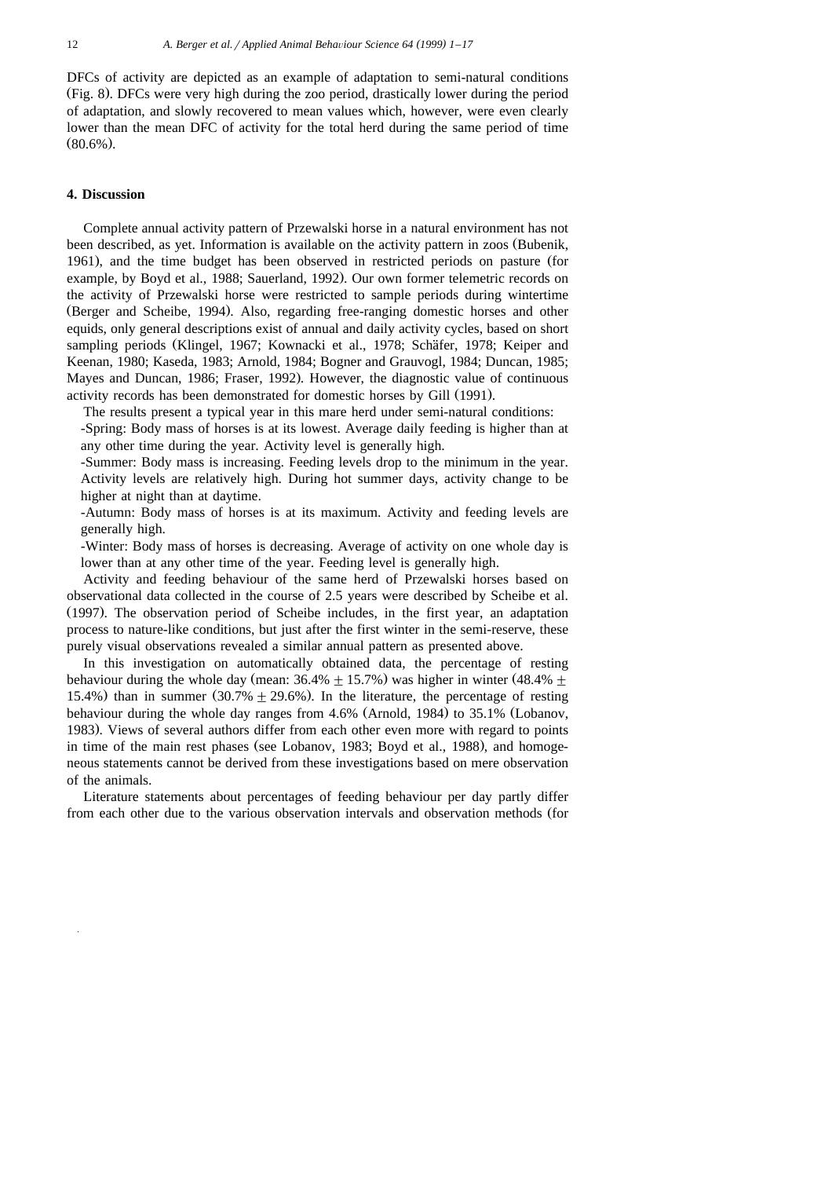DFCs of activity are depicted as an example of adaptation to semi-natural conditions (Fig. 8). DFCs were very high during the zoo period, drastically lower during the period of adaptation, and slowly recovered to mean values which, however, were even clearly lower than the mean DFC of activity for the total herd during the same period of time (80.6%).

## 4. Discussion

Complete annual activity pattern of Przewalski horse in a natural environment has not been described, as yet. Information is available on the activity pattern in zoos (Bubenik, 1961), and the time budget has been observed in restricted periods on pasture (for example, by Boyd et al., 1988; Sauerland, 1992). Our own former telemetric records on the activity of Przewalski horse were restricted to sample periods during wintertime (Berger and Scheibe, 1994). Also, regarding free-ranging domestic horses and other equids, only general descriptions exist of annual and daily activity cycles, based on short sampling periods (Klingel, 1967; Kownacki et al., 1978; Schäfer, 1978; Keiper and Keenan, 1980; Kaseda, 1983; Arnold, 1984; Bogner and Grauvogl, 1984; Duncan, 1985; Mayes and Duncan, 1986; Fraser, 1992). However, the diagnostic value of continuous activity records has been demonstrated for domestic horses by Gill (1991).

The results present a typical year in this mare herd under semi-natural conditions:

-Spring: Body mass of horses is at its lowest. Average daily feeding is higher than at any other time during the year. Activity level is generally high.

-Summer: Body mass is increasing. Feeding levels drop to the minimum in the year. Activity levels are relatively high. During hot summer days, activity change to be higher at night than at daytime.

-Autumn: Body mass of horses is at its maximum. Activity and feeding levels are generally high.

-Winter: Body mass of horses is decreasing. Average of activity on one whole day is lower than at any other time of the year. Feeding level is generally high.

Activity and feeding behaviour of the same herd of Przewalski horses based on observational data collected in the course of 2.5 years were described by Scheibe et al. (1997). The observation period of Scheibe includes, in the first year, an adaptation process to nature-like conditions, but just after the first winter in the semi-reserve, these purely visual observations revealed a similar annual pattern as presented above.

In this investigation on automatically obtained data, the percentage of resting behaviour during the whole day (mean: 36.4% $\pm$ 15.7%) was higher in winter (48.4% $\pm$ 15.4%) than in summer (30.7% $\pm$ 29.6%). In the literature, the percentage of resting behaviour during the whole day ranges from 4.6% (Arnold, 1984) to 35.1% (Lobanov, 1983). Views of several authors differ from each other even more with regard to points in time of the main rest phases (see Lobanov, 1983; Boyd et al., 1988), and homogeneous statements cannot be derived from these investigations based on mere observation of the animals.

Literature statements about percentages of feeding behaviour per day partly differ from each other due to the various observation intervals and observation methods (for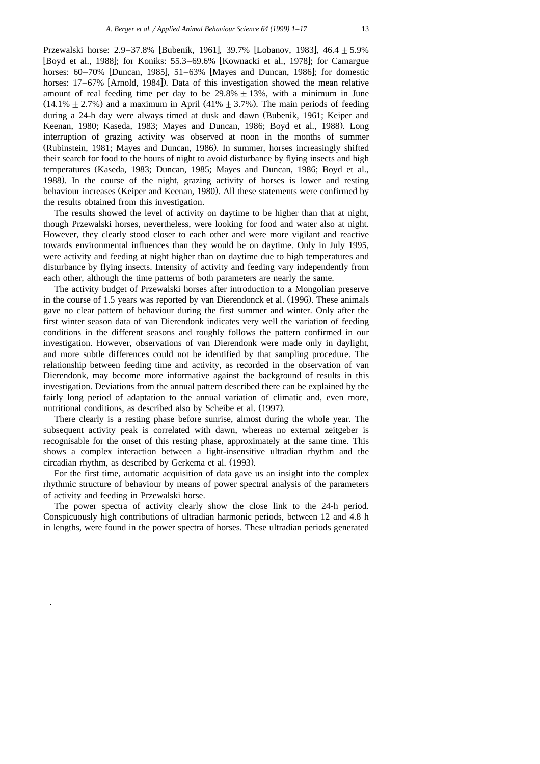Przewalski horse: 2.9–37.8% [Bubenik, 1961], 39.7% [Lobanov, 1983], 46.4 ± 5.9% [Boyd et al., 1988]; for Koniks: 55.3–69.6% [Kownacki et al., 1978]; for Camargue horses: 60–70% [Duncan, 1985], 51–63% [Mayes and Duncan, 1986]; for domestic horses: 17–67% [Arnold, 1984]). Data of this investigation showed the mean relative amount of real feeding time per day to be 29.8% ± 13%, with a minimum in June (14.1% ± 2.7%) and a maximum in April (41% ± 3.7%). The main periods of feeding during a 24-h day were always timed at dusk and dawn (Bubenik, 1961; Keiper and Keenan, 1980; Kaseda, 1983; Mayes and Duncan, 1986; Boyd et al., 1988). Long interruption of grazing activity was observed at noon in the months of summer (Rubinstein, 1981; Mayes and Duncan, 1986). In summer, horses increasingly shifted their search for food to the hours of night to avoid disturbance by flying insects and high temperatures (Kaseda, 1983; Duncan, 1985; Mayes and Duncan, 1986; Boyd et al., 1988). In the course of the night, grazing activity of horses is lower and resting behaviour increases (Keiper and Keenan, 1980). All these statements were confirmed by the results obtained from this investigation.

The results showed the level of activity on daytime to be higher than that at night, though Przewalski horses, nevertheless, were looking for food and water also at night. However, they clearly stood closer to each other and were more vigilant and reactive towards environmental influences than they would be on daytime. Only in July 1995, were activity and feeding at night higher than on daytime due to high temperatures and disturbance by flying insects. Intensity of activity and feeding vary independently from each other, although the time patterns of both parameters are nearly the same.

The activity budget of Przewalski horses after introduction to a Mongolian preserve in the course of 1.5 years was reported by van Dierendonck et al. (1996). These animals gave no clear pattern of behaviour during the first summer and winter. Only after the first winter season data of van Dierendonk indicates very well the variation of feeding conditions in the different seasons and roughly follows the pattern confirmed in our investigation. However, observations of van Dierendonk were made only in daylight, and more subtle differences could not be identified by that sampling procedure. The relationship between feeding time and activity, as recorded in the observation of van Dierendonk, may become more informative against the background of results in this investigation. Deviations from the annual pattern described there can be explained by the fairly long period of adaptation to the annual variation of climatic and, even more, nutritional conditions, as described also by Scheibe et al. (1997).

There clearly is a resting phase before sunrise, almost during the whole year. The subsequent activity peak is correlated with dawn, whereas no external zeitgeber is recognisable for the onset of this resting phase, approximately at the same time. This shows a complex interaction between a light-insensitive ultradian rhythm and the circadian rhythm, as described by Gerkema et al. (1993).

For the first time, automatic acquisition of data gave us an insight into the complex rhythmic structure of behaviour by means of power spectral analysis of the parameters of activity and feeding in Przewalski horse.

The power spectra of activity clearly show the close link to the 24-h period. Conspicuously high contributions of ultradian harmonic periods, between 12 and 4.8 h in lengths, were found in the power spectra of horses. These ultradian periods generated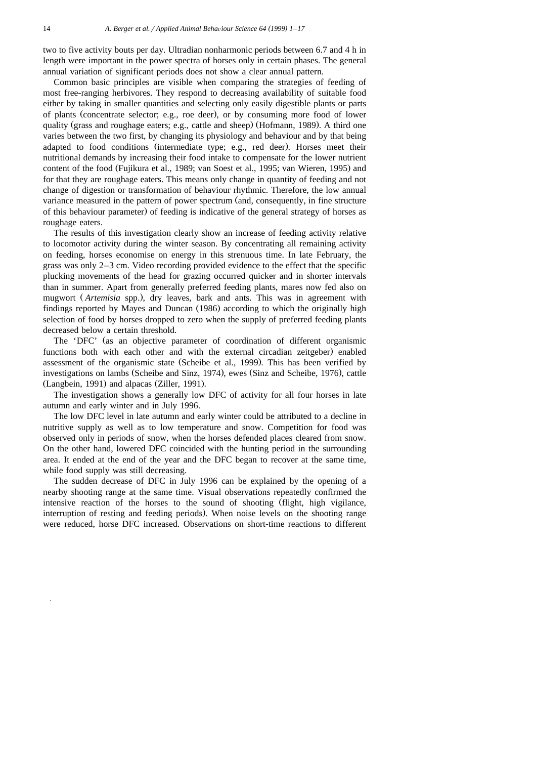two to five activity bouts per day. Ultradian nonharmonic periods between 6.7 and 4 h in length were important in the power spectra of horses only in certain phases. The general annual variation of significant periods does not show a clear annual pattern.

Common basic principles are visible when comparing the strategies of feeding of most free-ranging herbivores. They respond to decreasing availability of suitable food either by taking in smaller quantities and selecting only easily digestible plants or parts of plants (concentrate selector; e.g., roe deer), or by consuming more food of lower quality (grass and roughage eaters; e.g., cattle and sheep) (Hofmann, 1989). A third one varies between the two first, by changing its physiology and behaviour and by that being adapted to food conditions (intermediate type; e.g., red deer). Horses meet their nutritional demands by increasing their food intake to compensate for the lower nutrient content of the food (Fujikura et al., 1989; van Soest et al., 1995; van Wieren, 1995) and for that they are roughage eaters. This means only change in quantity of feeding and not change of digestion or transformation of behaviour rhythmic. Therefore, the low annual variance measured in the pattern of power spectrum (and, consequently, in fine structure of this behaviour parameter) of feeding is indicative of the general strategy of horses as roughage eaters.

The results of this investigation clearly show an increase of feeding activity relative to locomotor activity during the winter season. By concentrating all remaining activity on feeding, horses economise on energy in this strenuous time. In late February, the grass was only 2–3 cm. Video recording provided evidence to the effect that the specific plucking movements of the head for grazing occurred quicker and in shorter intervals than in summer. Apart from generally preferred feeding plants, mares now fed also on mugwort (*Artemisia* spp.), dry leaves, bark and ants. This was in agreement with findings reported by Mayes and Duncan (1986) according to which the originally high selection of food by horses dropped to zero when the supply of preferred feeding plants decreased below a certain threshold.

The 'DFC' (as an objective parameter of coordination of different organismic functions both with each other and with the external circadian zeitgeber) enabled assessment of the organismic state (Scheibe et al., 1999). This has been verified by investigations on lambs (Scheibe and Sinz, 1974), ewes (Sinz and Scheibe, 1976), cattle (Langbein, 1991) and alpacas (Ziller, 1991).

The investigation shows a generally low DFC of activity for all four horses in late autumn and early winter and in July 1996.

The low DFC level in late autumn and early winter could be attributed to a decline in nutritive supply as well as to low temperature and snow. Competition for food was observed only in periods of snow, when the horses defended places cleared from snow. On the other hand, lowered DFC coincided with the hunting period in the surrounding area. It ended at the end of the year and the DFC began to recover at the same time, while food supply was still decreasing.

The sudden decrease of DFC in July 1996 can be explained by the opening of a nearby shooting range at the same time. Visual observations repeatedly confirmed the intensive reaction of the horses to the sound of shooting (flight, high vigilance, interruption of resting and feeding periods). When noise levels on the shooting range were reduced, horse DFC increased. Observations on short-time reactions to different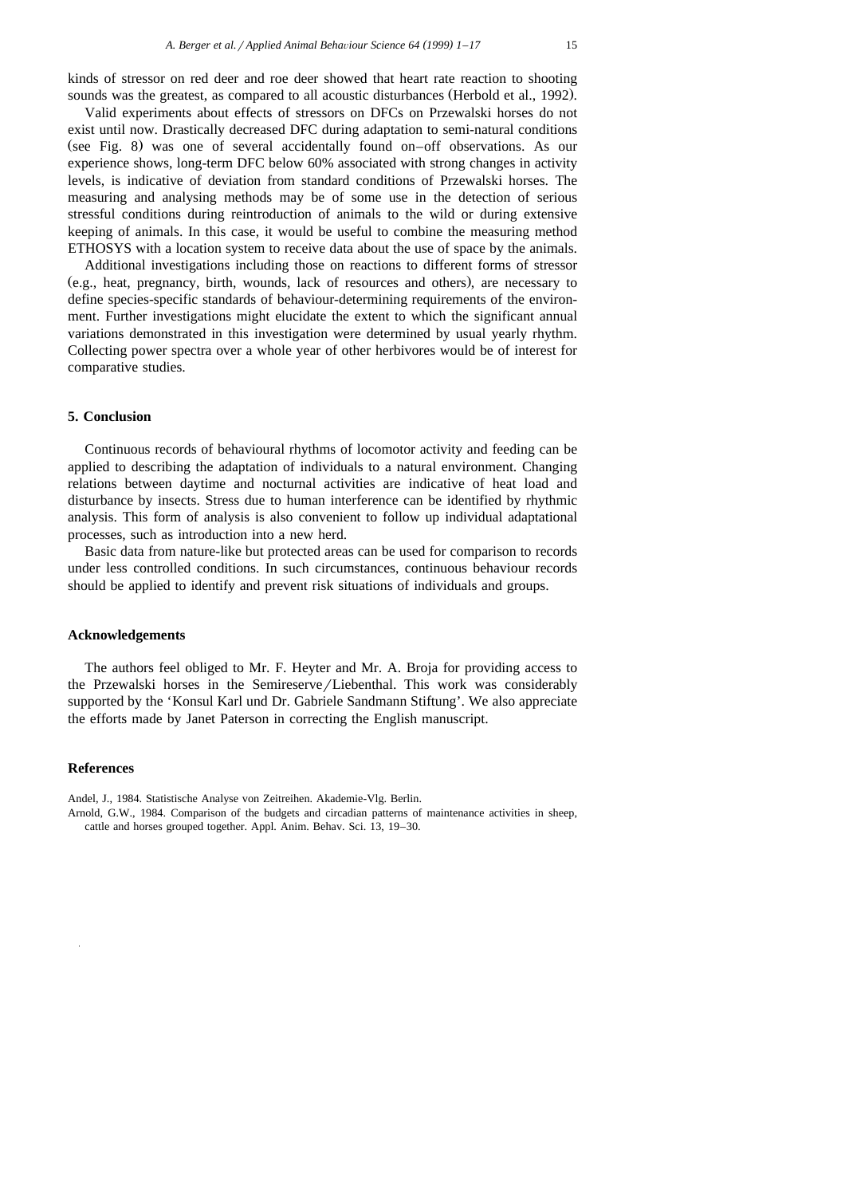kinds of stressor on red deer and roe deer showed that heart rate reaction to shooting sounds was the greatest, as compared to all acoustic disturbances (Herbold et al., 1992).

Valid experiments about effects of stressors on DFCs on Przewalski horses do not exist until now. Drastically decreased DFC during adaptation to semi-natural conditions (see Fig. 8) was one of several accidentally found on–off observations. As our experience shows, long-term DFC below 60% associated with strong changes in activity levels, is indicative of deviation from standard conditions of Przewalski horses. The measuring and analysing methods may be of some use in the detection of serious stressful conditions during reintroduction of animals to the wild or during extensive keeping of animals. In this case, it would be useful to combine the measuring method ETHOSYS with a location system to receive data about the use of space by the animals.

Additional investigations including those on reactions to different forms of stressor (e.g., heat, pregnancy, birth, wounds, lack of resources and others), are necessary to define species-specific standards of behaviour-determining requirements of the environment. Further investigations might elucidate the extent to which the significant annual variations demonstrated in this investigation were determined by usual yearly rhythm. Collecting power spectra over a whole year of other herbivores would be of interest for comparative studies.

## 5. Conclusion

Continuous records of behavioural rhythms of locomotor activity and feeding can be applied to describing the adaptation of individuals to a natural environment. Changing relations between daytime and nocturnal activities are indicative of heat load and disturbance by insects. Stress due to human interference can be identified by rhythmic analysis. This form of analysis is also convenient to follow up individual adaptational processes, such as introduction into a new herd.

Basic data from nature-like but protected areas can be used for comparison to records under less controlled conditions. In such circumstances, continuous behaviour records should be applied to identify and prevent risk situations of individuals and groups.

## Acknowledgements

The authors feel obliged to Mr. F. Heyter and Mr. A. Broja for providing access to the Przewalski horses in the Semireserve/Liebenthal. This work was considerably supported by the 'Konsul Karl und Dr. Gabriele Sandmann Stiftung'. We also appreciate the efforts made by Janet Paterson in correcting the English manuscript.

## References

Andel, J., 1984. Statistische Analyse von Zeitreihen. Akademie-Vlg. Berlin.

Arnold, G.W., 1984. Comparison of the budgets and circadian patterns of maintenance activities in sheep, cattle and horses grouped together. Appl. Anim. Behav. Sci. 13, 19–30.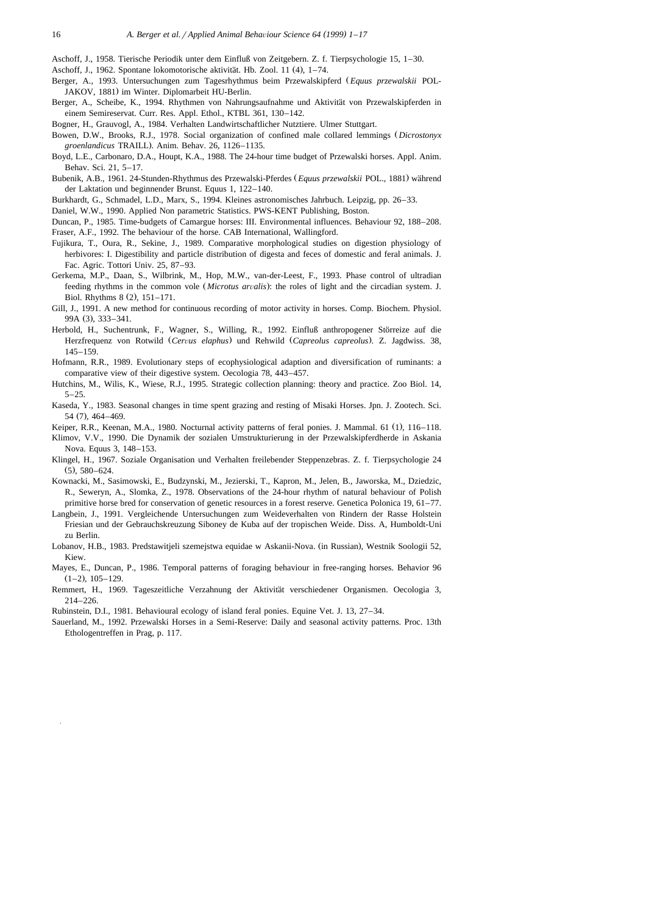Aschoff, J., 1958. Tierische Periodik unter dem Einfluß von Zeitgebern. Z. f. Tierpsychologie 15, 1–30.

Aschoff, J., 1962. Spontane lokomotorische aktivität. Hb. Zool. 11 (4), 1–74.

Berger, A., 1993. Untersuchungen zum Tagesrhythmus beim Przewalskipferd (*Equus przewalskii* POLJAKOV, 1881) im Winter. Diplomarbeit HU-Berlin.

Berger, A., Scheibe, K., 1994. Rhythmen von Nahrungsaufnahme und Aktivität von Przewalskipferden in einem Semireservat. Curr. Res. Appl. Ethol., KTBL 361, 130–142.

Bogner, H., Grauvogl, A., 1984. Verhalten Landwirtschaftlicher Nutztiere. Ulmer Stuttgart.

Bowen, D.W., Brooks, R.J., 1978. Social organization of confined male collared lemmings (*Dicrostonyx groenlandicus* TRAILL). Anim. Behav. 26, 1126–1135.

Boyd, L.E., Carbonaro, D.A., Houpt, K.A., 1988. The 24-hour time budget of Przewalski horses. Appl. Anim. Behav. Sci. 21, 5–17.

Bubenik, A.B., 1961. 24-Stunden-Rhythmus des Przewalski-Pferdes (*Equus przewalskii* POL., 1881) während der Laktation und beginnender Brunst. Equus 1, 122–140.

Burkhardt, G., Schmadel, L.D., Marx, S., 1994. Kleines astronomisches Jahrbuch. Leipzig, pp. 26–33.

Daniel, W.W., 1990. Applied Non parametric Statistics. PWS-KENT Publishing, Boston.

Duncan, P., 1985. Time-budgets of Camargue horses: III. Environmental influences. Behaviour 92, 188–208.

Fraser, A.F., 1992. The behaviour of the horse. CAB International, Wallingford.

Fujikura, T., Oura, R., Sekine, J., 1989. Comparative morphological studies on digestion physiology of herbivores: I. Digestibility and particle distribution of digesta and feces of domestic and feral animals. J. Fac. Agric. Tottori Univ. 25, 87–93.

Gerkema, M.P., Daan, S., Wilbrink, M., Hop, M.W., van-der-Leest, F., 1993. Phase control of ultradian feeding rhythms in the common vole (*Microtus arvalis*): the roles of light and the circadian system. J. Biol. Rhythms 8 (2), 151–171.

Gill, J., 1991. A new method for continuous recording of motor activity in horses. Comp. Biochem. Physiol. 99A (3), 333–341.

Herbold, H., Suchentrunk, F., Wagner, S., Willing, R., 1992. Einfluß anthropogener Störreize auf die Herzfrequenz von Rotwild (*Cervus elaphus*) und Rehwild (*Capreolus capreolus*). Z. Jagdwiss. 38, 145–159.

Hofmann, R.R., 1989. Evolutionary steps of ecophysiological adaption and diversification of ruminants: a comparative view of their digestive system. Oecologia 78, 443–457.

Hutchins, M., Wilis, K., Wiese, R.J., 1995. Strategic collection planning: theory and practice. Zoo Biol. 14, 5–25.

Kaseda, Y., 1983. Seasonal changes in time spent grazing and resting of Misaki Horses. Jpn. J. Zootech. Sci. 54 (7), 464–469.

Keiper, R.R., Keenan, M.A., 1980. Nocturnal activity patterns of feral ponies. J. Mammal. 61 (1), 116–118.

Klimov, V.V., 1990. Die Dynamik der sozialen Umstrukturierung in der Przewalskipferdherde in Askania Nova. Equus 3, 148–153.

Klingel, H., 1967. Soziale Organisation und Verhalten freilebender Steppenzebras. Z. f. Tierpsychologie 24 (5), 580–624.

Kownacki, M., Sasimowski, E., Budzynski, M., Jezierski, T., Kapron, M., Jelen, B., Jaworska, M., Dziedzic, R., Seweryn, A., Slomka, Z., 1978. Observations of the 24-hour rhythm of natural behaviour of Polish primitive horse bred for conservation of genetic resources in a forest reserve. Genetica Polonica 19, 61–77.

Langbein, J., 1991. Vergleichende Untersuchungen zum Weideverhalten von Rindern der Rasse Holstein Friesian und der Gebrauchskreuzung Siboney de Kuba auf der tropischen Weide. Diss. A, Humboldt-Uni zu Berlin.

Lobanov, H.B., 1983. Predstawitjeli szemejstwa equidae w Askanii-Nova. (in Russian), Westnik Soologii 52, Kiew.

Mayes, E., Duncan, P., 1986. Temporal patterns of foraging behaviour in free-ranging horses. Behavior 96 (1–2), 105–129.

Remmert, H., 1969. Tageszeitliche Verzahnung der Aktivität verschiedener Organismen. Oecologia 3, 214–226.

Rubinstein, D.I., 1981. Behavioural ecology of island feral ponies. Equine Vet. J. 13, 27–34.

Sauerland, M., 1992. Przewalski Horses in a Semi-Reserve: Daily and seasonal activity patterns. Proc. 13th Ethologentreffen in Prag, p. 117.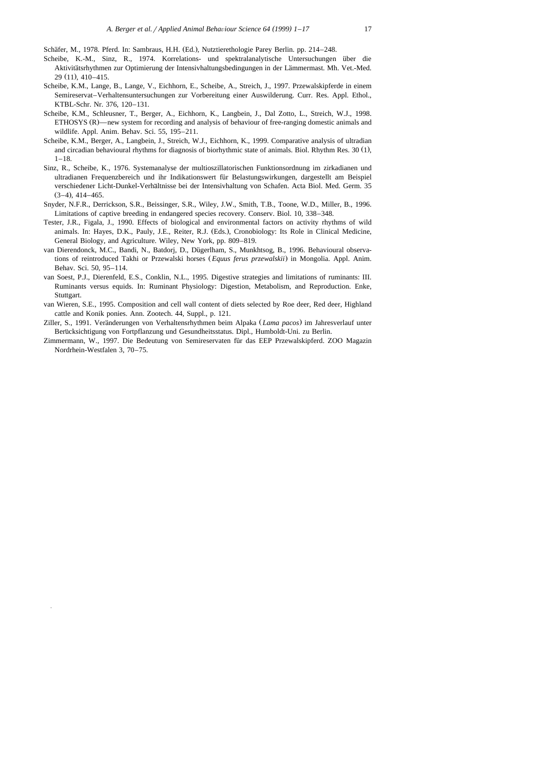Schäfer, M., 1978. Pferd. In: Sambraus, H.H. (Ed.), Nutztierethologie Parey Berlin. pp. 214–248.

Scheibe, K.-M., Sinz, R., 1974. Korrelations- und spektralanalytische Untersuchungen über die Aktivitätsrhythmen zur Optimierung der Intensivhaltungsbedingungen in der Lämmermast. Mh. Vet.-Med. 29 (11), 410–415.

Scheibe, K.M., Lange, B., Lange, V., Eichhorn, E., Scheibe, A., Streich, J., 1997. Przewalskipferde in einem Semireservat–Verhaltensuntersuchungen zur Vorbereitung einer Auswilderung. Curr. Res. Appl. Ethol., KTBL-Schr. Nr. 376, 120–131.

Scheibe, K.M., Schleusner, T., Berger, A., Eichhorn, K., Langbein, J., Dal Zotto, L., Streich, W.J., 1998. ETHOSYS (R)—new system for recording and analysis of behaviour of free-ranging domestic animals and wildlife. Appl. Anim. Behav. Sci. 55, 195–211.

Scheibe, K.M., Berger, A., Langbein, J., Streich, W.J., Eichhorn, K., 1999. Comparative analysis of ultradian and circadian behavioural rhythms for diagnosis of biorhythmic state of animals. Biol. Rhythm Res. 30 (1), 1–18.

Sinz, R., Scheibe, K., 1976. Systemanalyse der multioszillatorischen Funktionsordnung im zirkadianen und ultradianen Frequenzbereich und ihr Indikationswert für Belastungswirkungen, dargestellt am Beispiel verschiedener Licht-Dunkel-Verhältnisse bei der Intensivhaltung von Schafen. Acta Biol. Med. Germ. 35 (3–4), 414–465.

Snyder, N.F.R., Derrickson, S.R., Beissinger, S.R., Wiley, J.W., Smith, T.B., Toone, W.D., Miller, B., 1996. Limitations of captive breeding in endangered species recovery. Conserv. Biol. 10, 338–348.

Tester, J.R., Figala, J., 1990. Effects of biological and environmental factors on activity rhythms of wild animals. In: Hayes, D.K., Pauly, J.E., Reiter, R.J. (Eds.), Cronobiology: Its Role in Clinical Medicine, General Biology, and Agriculture. Wiley, New York, pp. 809–819.

van Dierendonck, M.C., Bandi, N., Batdorj, D., Dügerlham, S., Munkhtsog, B., 1996. Behavioural observations of reintroduced Takhi or Przewalski horses (*Equus ferus przewalskii*) in Mongolia. Appl. Anim. Behav. Sci. 50, 95–114.

van Soest, P.J., Dierenfeld, E.S., Conklin, N.L., 1995. Digestive strategies and limitations of ruminants: III. Ruminants versus equids. In: Ruminant Physiology: Digestion, Metabolism, and Reproduction. Enke, Stuttgart.

van Wieren, S.E., 1995. Composition and cell wall content of diets selected by Roe deer, Red deer, Highland cattle and Konik ponies. Ann. Zootech. 44, Suppl., p. 121.

Ziller, S., 1991. Veränderungen von Verhaltensrhythmen beim Alpaka (*Lama pacos*) im Jahresverlauf unter Berücksichtigung von Fortpflanzung und Gesundheitsstatus. Dipl., Humboldt-Uni. zu Berlin.

Zimmermann, W., 1997. Die Bedeutung von Semireservaten für das EEP Przewalskipferd. ZOO Magazin Nordrhein-Westfalen 3, 70–75.